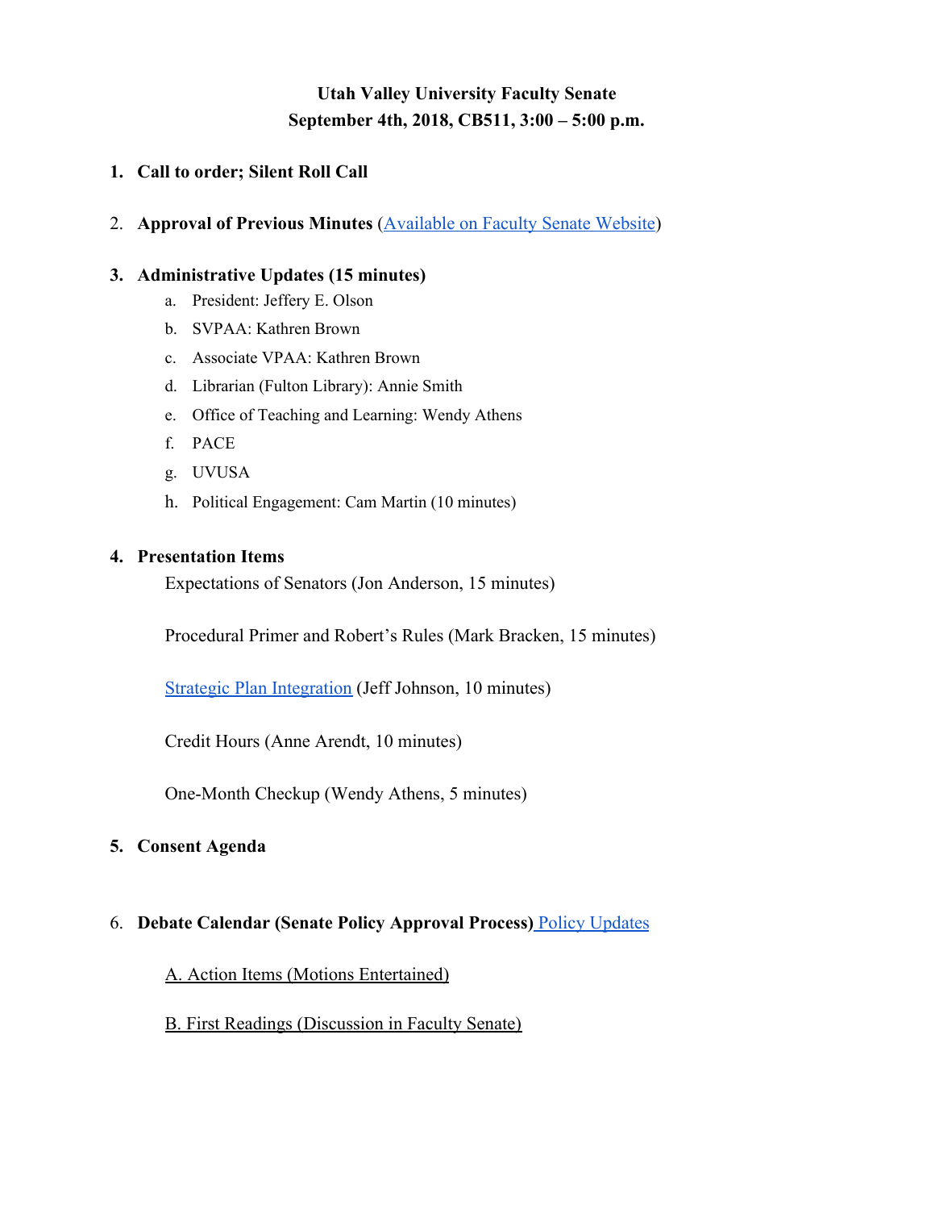**Utah Valley University Faculty Senate**
**September 4th, 2018, CB511, 3:00 – 5:00 p.m.**

1. **Call to order; Silent Roll Call**

2. **Approval of Previous Minutes** ([Available on Faculty Senate Website]())

3. **Administrative Updates (15 minutes)**
   a. President: Jeffery E. Olson
   b. SVPAA: Kathren Brown
   c. Associate VPAA: Kathren Brown
   d. Librarian (Fulton Library): Annie Smith
   e. Office of Teaching and Learning: Wendy Athens
   f. PACE
   g. UVUSA
   h. Political Engagement: Cam Martin (10 minutes)

4. **Presentation Items**

   Expectations of Senators (Jon Anderson, 15 minutes)

   Procedural Primer and Robert's Rules (Mark Bracken, 15 minutes)

   [Strategic Plan Integration]() (Jeff Johnson, 10 minutes)

   Credit Hours (Anne Arendt, 10 minutes)

   One-Month Checkup (Wendy Athens, 5 minutes)

5. **Consent Agenda**

6. **Debate Calendar (Senate Policy Approval Process)** [Policy Updates]()

   A. Action Items (Motions Entertained)

   B. First Readings (Discussion in Faculty Senate)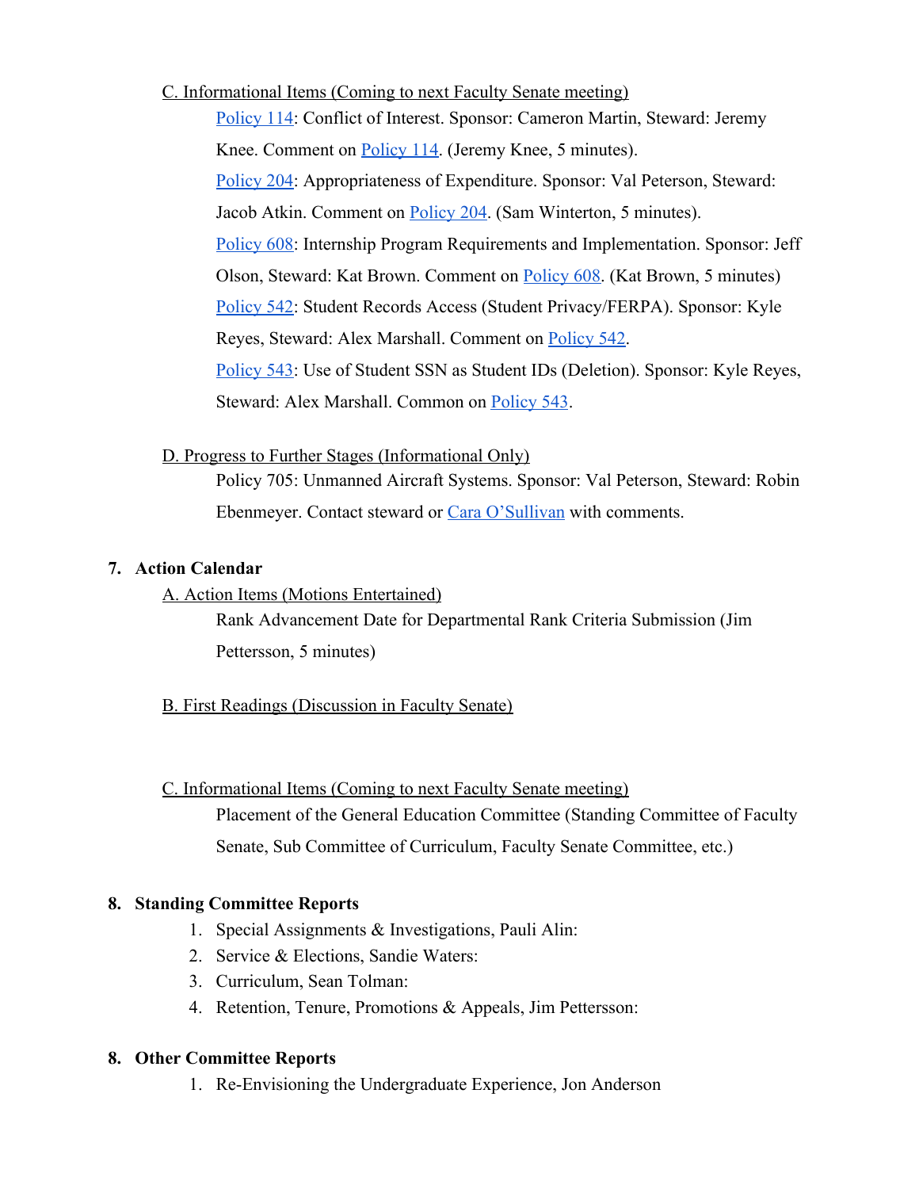C. Informational Items (Coming to next Faculty Senate meeting)

Policy 114: Conflict of Interest. Sponsor: Cameron Martin, Steward: Jeremy Knee. Comment on Policy 114. (Jeremy Knee, 5 minutes).

Policy 204: Appropriateness of Expenditure. Sponsor: Val Peterson, Steward: Jacob Atkin. Comment on Policy 204. (Sam Winterton, 5 minutes).

Policy 608: Internship Program Requirements and Implementation. Sponsor: Jeff Olson, Steward: Kat Brown. Comment on Policy 608. (Kat Brown, 5 minutes)

Policy 542: Student Records Access (Student Privacy/FERPA). Sponsor: Kyle Reyes, Steward: Alex Marshall. Comment on Policy 542.

Policy 543: Use of Student SSN as Student IDs (Deletion). Sponsor: Kyle Reyes, Steward: Alex Marshall. Common on Policy 543.

D. Progress to Further Stages (Informational Only)

Policy 705: Unmanned Aircraft Systems. Sponsor: Val Peterson, Steward: Robin Ebenmeyer. Contact steward or Cara O'Sullivan with comments.

**7. Action Calendar**

A. Action Items (Motions Entertained)

Rank Advancement Date for Departmental Rank Criteria Submission (Jim Pettersson, 5 minutes)

B. First Readings (Discussion in Faculty Senate)

C. Informational Items (Coming to next Faculty Senate meeting)

Placement of the General Education Committee (Standing Committee of Faculty Senate, Sub Committee of Curriculum, Faculty Senate Committee, etc.)

**8. Standing Committee Reports**

1. Special Assignments & Investigations, Pauli Alin:
2. Service & Elections, Sandie Waters:
3. Curriculum, Sean Tolman:
4. Retention, Tenure, Promotions & Appeals, Jim Pettersson:

**8. Other Committee Reports**

1. Re-Envisioning the Undergraduate Experience, Jon Anderson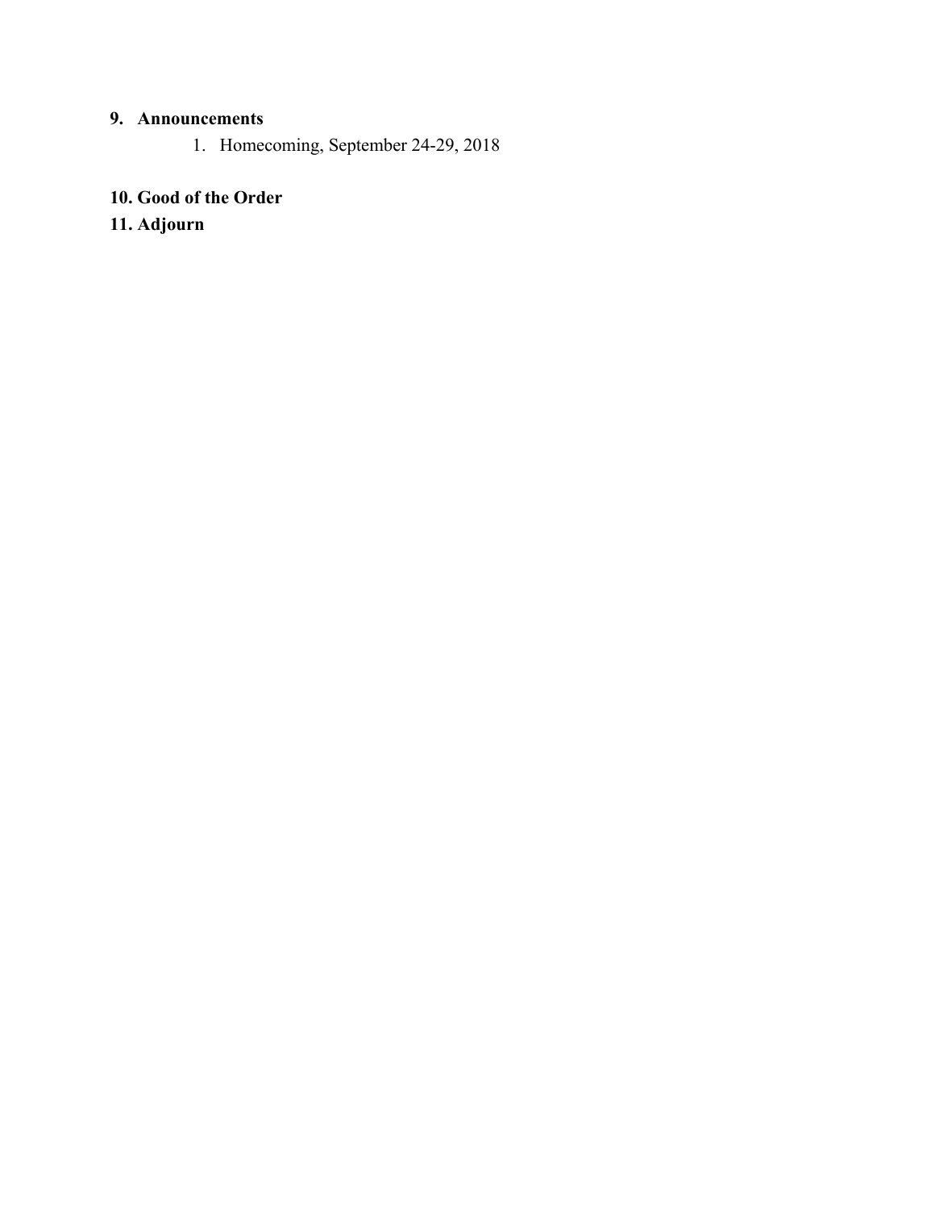**9. Announcements**

1. Homecoming, September 24-29, 2018

**10. Good of the Order**

**11. Adjourn**